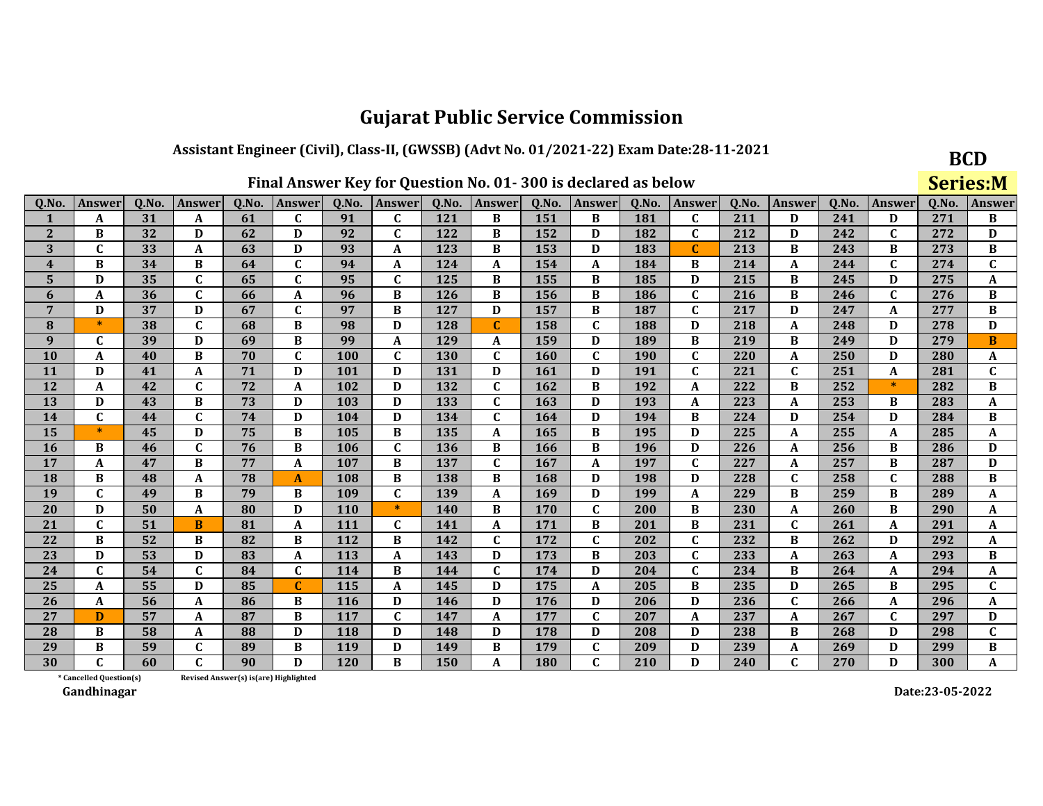# Gujarat Public Service Commission

## Assistant Engineer (Civil), Class-II, (GWSSB) (Advt No. 01/2021-22) Exam Date:28-11-2021

**BCD**

**Series:M**

### Final Answer Key for Question No. 01- 300 is declared as below

| Q.No. | Answer | Q.No. | Answer | Q.No. | Answer | Q.No. | Answer | Q.No. | Answer | Q.No. | Answer | Q.No. | Answer | Q.No. | Answer | Q.No. | Answer | Q.No. | Answer |
|---|---|---|---|---|---|---|---|---|---|---|---|---|---|---|---|---|---|---|---|
| 1 | A | 31 | A | 61 | C | 91 | C | 121 | B | 151 | B | 181 | C | 211 | D | 241 | D | 271 | B |
| 2 | B | 32 | D | 62 | D | 92 | C | 122 | B | 152 | D | 182 | C | 212 | D | 242 | C | 272 | D |
| 3 | C | 33 | A | 63 | D | 93 | A | 123 | B | 153 | D | 183 | C | 213 | B | 243 | B | 273 | B |
| 4 | B | 34 | B | 64 | C | 94 | A | 124 | A | 154 | A | 184 | B | 214 | A | 244 | C | 274 | C |
| 5 | D | 35 | C | 65 | C | 95 | C | 125 | B | 155 | B | 185 | D | 215 | B | 245 | D | 275 | A |
| 6 | A | 36 | C | 66 | A | 96 | B | 126 | B | 156 | B | 186 | C | 216 | B | 246 | C | 276 | B |
| 7 | D | 37 | D | 67 | C | 97 | B | 127 | D | 157 | B | 187 | C | 217 | D | 247 | A | 277 | B |
| 8 | * | 38 | C | 68 | B | 98 | D | 128 | C | 158 | C | 188 | D | 218 | A | 248 | D | 278 | D |
| 9 | C | 39 | D | 69 | B | 99 | A | 129 | A | 159 | D | 189 | B | 219 | B | 249 | D | 279 | B |
| 10 | A | 40 | B | 70 | C | 100 | C | 130 | C | 160 | C | 190 | C | 220 | A | 250 | D | 280 | A |
| 11 | D | 41 | A | 71 | D | 101 | D | 131 | D | 161 | D | 191 | C | 221 | C | 251 | A | 281 | C |
| 12 | A | 42 | C | 72 | A | 102 | D | 132 | C | 162 | B | 192 | A | 222 | B | 252 | * | 282 | B |
| 13 | D | 43 | B | 73 | D | 103 | D | 133 | C | 163 | D | 193 | A | 223 | A | 253 | B | 283 | A |
| 14 | C | 44 | C | 74 | D | 104 | D | 134 | C | 164 | D | 194 | B | 224 | D | 254 | D | 284 | B |
| 15 | * | 45 | D | 75 | B | 105 | B | 135 | A | 165 | B | 195 | D | 225 | A | 255 | A | 285 | A |
| 16 | B | 46 | C | 76 | B | 106 | C | 136 | B | 166 | B | 196 | D | 226 | A | 256 | B | 286 | D |
| 17 | A | 47 | B | 77 | A | 107 | B | 137 | C | 167 | A | 197 | C | 227 | A | 257 | B | 287 | D |
| 18 | B | 48 | A | 78 | A | 108 | B | 138 | B | 168 | D | 198 | D | 228 | C | 258 | C | 288 | B |
| 19 | C | 49 | B | 79 | B | 109 | C | 139 | A | 169 | D | 199 | A | 229 | B | 259 | B | 289 | A |
| 20 | D | 50 | A | 80 | D | 110 | * | 140 | B | 170 | C | 200 | B | 230 | A | 260 | B | 290 | A |
| 21 | C | 51 | B | 81 | A | 111 | C | 141 | A | 171 | B | 201 | B | 231 | C | 261 | A | 291 | A |
| 22 | B | 52 | B | 82 | B | 112 | B | 142 | C | 172 | C | 202 | C | 232 | B | 262 | D | 292 | A |
| 23 | D | 53 | D | 83 | A | 113 | A | 143 | D | 173 | B | 203 | C | 233 | A | 263 | A | 293 | B |
| 24 | C | 54 | C | 84 | C | 114 | B | 144 | C | 174 | D | 204 | C | 234 | B | 264 | A | 294 | A |
| 25 | A | 55 | D | 85 | C | 115 | A | 145 | D | 175 | A | 205 | B | 235 | D | 265 | B | 295 | C |
| 26 | A | 56 | A | 86 | B | 116 | D | 146 | D | 176 | D | 206 | D | 236 | C | 266 | A | 296 | A |
| 27 | D | 57 | A | 87 | B | 117 | C | 147 | A | 177 | C | 207 | A | 237 | A | 267 | C | 297 | D |
| 28 | B | 58 | A | 88 | D | 118 | D | 148 | D | 178 | D | 208 | D | 238 | B | 268 | D | 298 | C |
| 29 | B | 59 | C | 89 | B | 119 | D | 149 | B | 179 | C | 209 | D | 239 | A | 269 | D | 299 | B |
| 30 | C | 60 | C | 90 | D | 120 | B | 150 | A | 180 | C | 210 | D | 240 | C | 270 | D | 300 | A |

\* Cancelled Question(s)    Revised Answer(s) is(are) Highlighted

Gandhinagar

Date:23-05-2022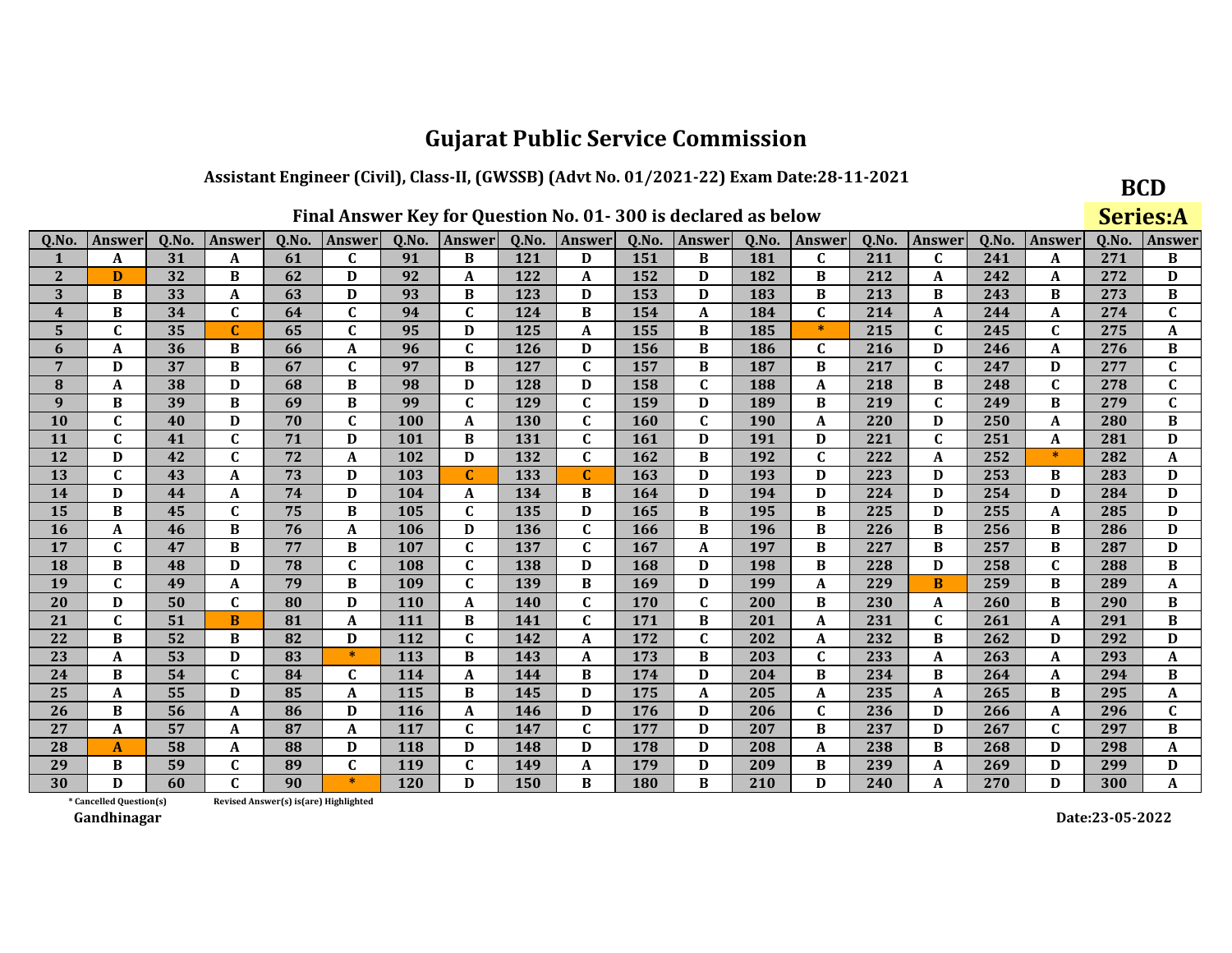# Gujarat Public Service Commission

## Assistant Engineer (Civil), Class-II, (GWSSB) (Advt No. 01/2021-22) Exam Date:28-11-2021

**BCD**

**Series:A**

### Final Answer Key for Question No. 01- 300 is declared as below

| Q.No. | Answer | Q.No. | Answer | Q.No. | Answer | Q.No. | Answer | Q.No. | Answer | Q.No. | Answer | Q.No. | Answer | Q.No. | Answer | Q.No. | Answer | Q.No. | Answer |
|---|---|---|---|---|---|---|---|---|---|---|---|---|---|---|---|---|---|---|---|
| 1 | A | 31 | A | 61 | C | 91 | B | 121 | D | 151 | B | 181 | C | 211 | C | 241 | A | 271 | B |
| 2 | D | 32 | B | 62 | D | 92 | A | 122 | A | 152 | D | 182 | B | 212 | A | 242 | A | 272 | D |
| 3 | B | 33 | A | 63 | D | 93 | B | 123 | D | 153 | D | 183 | B | 213 | B | 243 | B | 273 | B |
| 4 | B | 34 | C | 64 | C | 94 | C | 124 | B | 154 | A | 184 | C | 214 | A | 244 | A | 274 | C |
| 5 | C | 35 | C | 65 | C | 95 | D | 125 | A | 155 | B | 185 | * | 215 | C | 245 | C | 275 | A |
| 6 | A | 36 | B | 66 | A | 96 | C | 126 | D | 156 | B | 186 | C | 216 | D | 246 | A | 276 | B |
| 7 | D | 37 | B | 67 | C | 97 | B | 127 | C | 157 | B | 187 | B | 217 | C | 247 | D | 277 | C |
| 8 | A | 38 | D | 68 | B | 98 | D | 128 | D | 158 | C | 188 | A | 218 | B | 248 | C | 278 | C |
| 9 | B | 39 | B | 69 | B | 99 | C | 129 | C | 159 | D | 189 | B | 219 | C | 249 | B | 279 | C |
| 10 | C | 40 | D | 70 | C | 100 | A | 130 | C | 160 | C | 190 | A | 220 | D | 250 | A | 280 | B |
| 11 | C | 41 | C | 71 | D | 101 | B | 131 | C | 161 | D | 191 | D | 221 | C | 251 | A | 281 | D |
| 12 | D | 42 | C | 72 | A | 102 | D | 132 | C | 162 | B | 192 | C | 222 | A | 252 | * | 282 | A |
| 13 | C | 43 | A | 73 | D | 103 | C | 133 | C | 163 | D | 193 | D | 223 | D | 253 | B | 283 | D |
| 14 | D | 44 | A | 74 | D | 104 | A | 134 | B | 164 | D | 194 | D | 224 | D | 254 | D | 284 | D |
| 15 | B | 45 | C | 75 | B | 105 | C | 135 | D | 165 | B | 195 | B | 225 | D | 255 | A | 285 | D |
| 16 | A | 46 | B | 76 | A | 106 | D | 136 | C | 166 | B | 196 | B | 226 | B | 256 | B | 286 | D |
| 17 | C | 47 | B | 77 | B | 107 | C | 137 | C | 167 | A | 197 | B | 227 | B | 257 | B | 287 | D |
| 18 | B | 48 | D | 78 | C | 108 | C | 138 | D | 168 | D | 198 | B | 228 | D | 258 | C | 288 | B |
| 19 | C | 49 | A | 79 | B | 109 | C | 139 | B | 169 | D | 199 | A | 229 | B | 259 | B | 289 | A |
| 20 | D | 50 | C | 80 | D | 110 | A | 140 | C | 170 | C | 200 | B | 230 | A | 260 | B | 290 | B |
| 21 | C | 51 | B | 81 | A | 111 | B | 141 | C | 171 | B | 201 | A | 231 | C | 261 | A | 291 | B |
| 22 | B | 52 | B | 82 | D | 112 | C | 142 | A | 172 | C | 202 | A | 232 | B | 262 | D | 292 | D |
| 23 | A | 53 | D | 83 | * | 113 | B | 143 | A | 173 | B | 203 | C | 233 | A | 263 | A | 293 | A |
| 24 | B | 54 | C | 84 | C | 114 | A | 144 | B | 174 | D | 204 | B | 234 | B | 264 | A | 294 | B |
| 25 | A | 55 | D | 85 | A | 115 | B | 145 | D | 175 | A | 205 | A | 235 | A | 265 | B | 295 | A |
| 26 | B | 56 | A | 86 | D | 116 | A | 146 | D | 176 | D | 206 | C | 236 | D | 266 | A | 296 | C |
| 27 | A | 57 | A | 87 | A | 117 | C | 147 | C | 177 | D | 207 | B | 237 | D | 267 | C | 297 | B |
| 28 | A | 58 | A | 88 | D | 118 | D | 148 | D | 178 | D | 208 | A | 238 | B | 268 | D | 298 | A |
| 29 | B | 59 | C | 89 | C | 119 | C | 149 | A | 179 | D | 209 | B | 239 | A | 269 | D | 299 | D |
| 30 | D | 60 | C | 90 | * | 120 | D | 150 | B | 180 | B | 210 | D | 240 | A | 270 | D | 300 | A |

\* Cancelled Question(s)      Revised Answer(s) is(are) Highlighted

**Gandhinagar**

**Date:23-05-2022**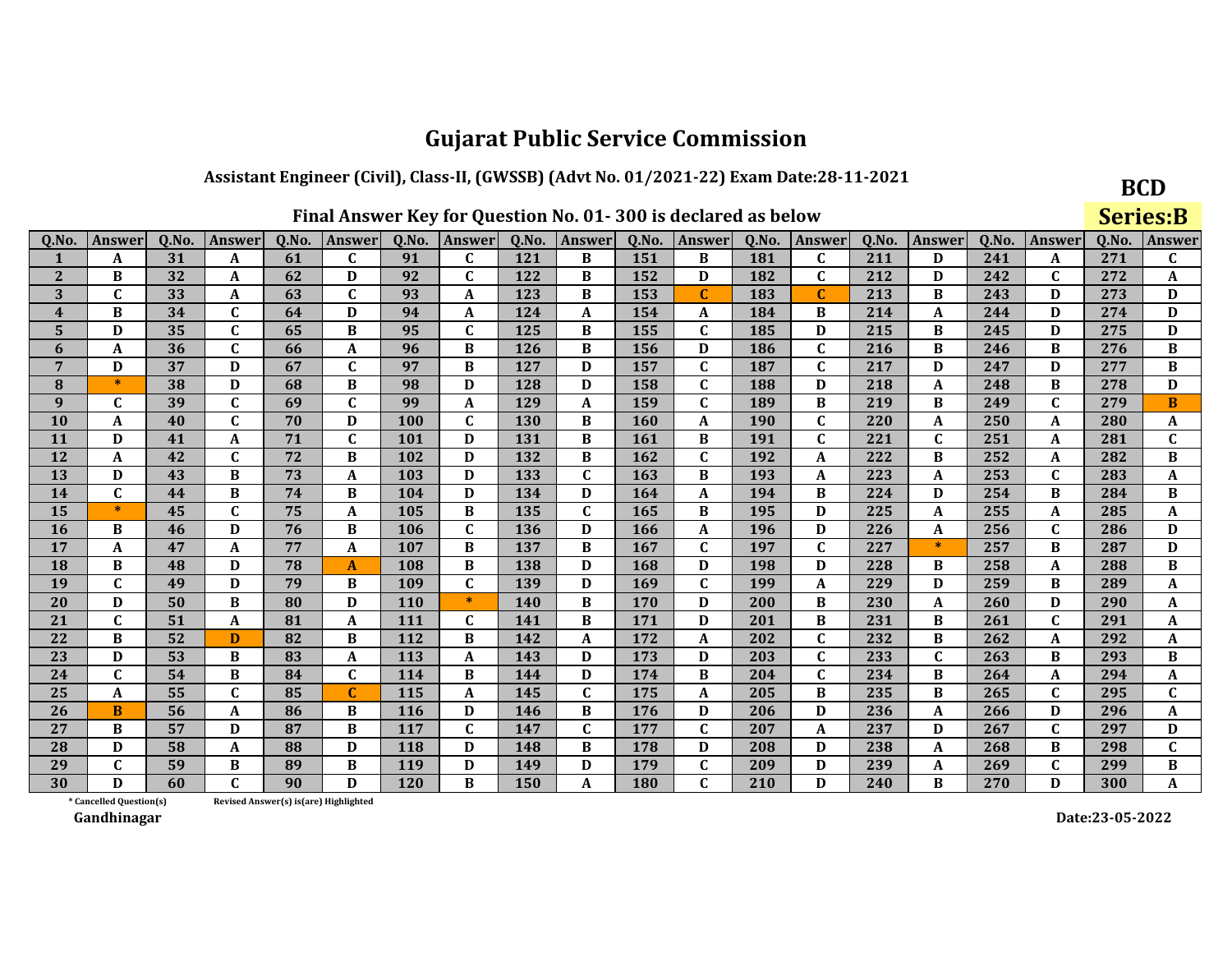# Gujarat Public Service Commission

## Assistant Engineer (Civil), Class-II, (GWSSB) (Advt No. 01/2021-22) Exam Date:28-11-2021

**BCD**

**Series:B**

### Final Answer Key for Question No. 01- 300 is declared as below

| Q.No. | Answer | Q.No. | Answer | Q.No. | Answer | Q.No. | Answer | Q.No. | Answer | Q.No. | Answer | Q.No. | Answer | Q.No. | Answer | Q.No. | Answer | Q.No. | Answer |
|---|---|---|---|---|---|---|---|---|---|---|---|---|---|---|---|---|---|---|---|
| 1 | A | 31 | A | 61 | C | 91 | C | 121 | B | 151 | B | 181 | C | 211 | D | 241 | A | 271 | C |
| 2 | B | 32 | A | 62 | D | 92 | C | 122 | B | 152 | D | 182 | C | 212 | D | 242 | C | 272 | A |
| 3 | C | 33 | A | 63 | C | 93 | A | 123 | B | 153 | C | 183 | C | 213 | B | 243 | D | 273 | D |
| 4 | B | 34 | C | 64 | D | 94 | A | 124 | A | 154 | A | 184 | B | 214 | A | 244 | D | 274 | D |
| 5 | D | 35 | C | 65 | B | 95 | C | 125 | B | 155 | C | 185 | D | 215 | B | 245 | D | 275 | D |
| 6 | A | 36 | C | 66 | A | 96 | B | 126 | B | 156 | D | 186 | C | 216 | B | 246 | B | 276 | B |
| 7 | D | 37 | D | 67 | C | 97 | B | 127 | D | 157 | C | 187 | C | 217 | D | 247 | D | 277 | B |
| 8 | * | 38 | D | 68 | B | 98 | D | 128 | D | 158 | C | 188 | D | 218 | A | 248 | B | 278 | D |
| 9 | C | 39 | C | 69 | C | 99 | A | 129 | A | 159 | C | 189 | B | 219 | B | 249 | C | 279 | B |
| 10 | A | 40 | C | 70 | D | 100 | C | 130 | B | 160 | A | 190 | C | 220 | A | 250 | A | 280 | A |
| 11 | D | 41 | A | 71 | C | 101 | D | 131 | B | 161 | B | 191 | C | 221 | C | 251 | A | 281 | C |
| 12 | A | 42 | C | 72 | B | 102 | D | 132 | B | 162 | C | 192 | A | 222 | B | 252 | A | 282 | B |
| 13 | D | 43 | B | 73 | A | 103 | D | 133 | C | 163 | B | 193 | A | 223 | A | 253 | C | 283 | A |
| 14 | C | 44 | B | 74 | B | 104 | D | 134 | D | 164 | A | 194 | B | 224 | D | 254 | B | 284 | B |
| 15 | * | 45 | C | 75 | A | 105 | B | 135 | C | 165 | B | 195 | D | 225 | A | 255 | A | 285 | A |
| 16 | B | 46 | D | 76 | B | 106 | C | 136 | D | 166 | A | 196 | D | 226 | A | 256 | C | 286 | D |
| 17 | A | 47 | A | 77 | A | 107 | B | 137 | B | 167 | C | 197 | C | 227 | * | 257 | B | 287 | D |
| 18 | B | 48 | D | 78 | A | 108 | B | 138 | D | 168 | D | 198 | D | 228 | B | 258 | A | 288 | B |
| 19 | C | 49 | D | 79 | B | 109 | C | 139 | D | 169 | C | 199 | A | 229 | D | 259 | B | 289 | A |
| 20 | D | 50 | B | 80 | D | 110 | * | 140 | B | 170 | D | 200 | B | 230 | A | 260 | D | 290 | A |
| 21 | C | 51 | A | 81 | A | 111 | C | 141 | B | 171 | D | 201 | B | 231 | B | 261 | C | 291 | A |
| 22 | B | 52 | D | 82 | B | 112 | B | 142 | A | 172 | A | 202 | C | 232 | B | 262 | A | 292 | A |
| 23 | D | 53 | B | 83 | A | 113 | A | 143 | D | 173 | D | 203 | C | 233 | C | 263 | B | 293 | B |
| 24 | C | 54 | B | 84 | C | 114 | B | 144 | D | 174 | B | 204 | C | 234 | B | 264 | A | 294 | A |
| 25 | A | 55 | C | 85 | C | 115 | A | 145 | C | 175 | A | 205 | B | 235 | B | 265 | C | 295 | C |
| 26 | B | 56 | A | 86 | B | 116 | D | 146 | B | 176 | D | 206 | D | 236 | A | 266 | D | 296 | A |
| 27 | B | 57 | D | 87 | B | 117 | C | 147 | C | 177 | C | 207 | A | 237 | D | 267 | C | 297 | D |
| 28 | D | 58 | A | 88 | D | 118 | D | 148 | B | 178 | D | 208 | D | 238 | A | 268 | B | 298 | C |
| 29 | C | 59 | B | 89 | B | 119 | D | 149 | D | 179 | C | 209 | D | 239 | A | 269 | C | 299 | B |
| 30 | D | 60 | C | 90 | D | 120 | B | 150 | A | 180 | C | 210 | D | 240 | B | 270 | D | 300 | A |

\* Cancelled Question(s)

Revised Answer(s) is(are) Highlighted

Gandhinagar

Date:23-05-2022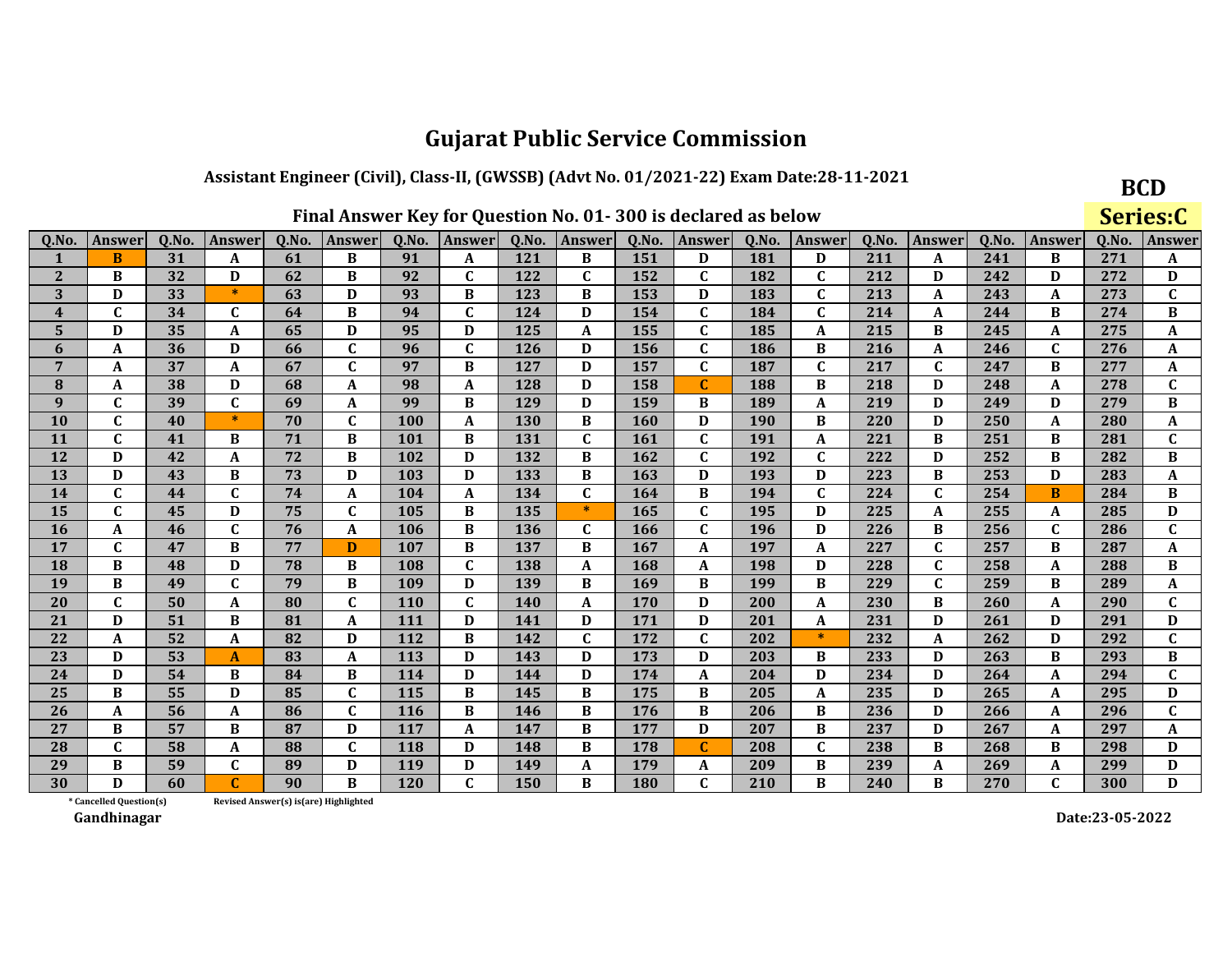# Gujarat Public Service Commission

## Assistant Engineer (Civil), Class-II, (GWSSB) (Advt No. 01/2021-22) Exam Date:28-11-2021

**BCD**

**Series:C**

### Final Answer Key for Question No. 01- 300 is declared as below

| Q.No. | Answer | Q.No. | Answer | Q.No. | Answer | Q.No. | Answer | Q.No. | Answer | Q.No. | Answer | Q.No. | Answer | Q.No. | Answer | Q.No. | Answer | Q.No. | Answer |
|---|---|---|---|---|---|---|---|---|---|---|---|---|---|---|---|---|---|---|---|
| 1 | B | 31 | A | 61 | B | 91 | A | 121 | B | 151 | D | 181 | D | 211 | A | 241 | B | 271 | A |
| 2 | B | 32 | D | 62 | B | 92 | C | 122 | C | 152 | C | 182 | C | 212 | D | 242 | D | 272 | D |
| 3 | D | 33 | * | 63 | D | 93 | B | 123 | B | 153 | D | 183 | C | 213 | A | 243 | A | 273 | C |
| 4 | C | 34 | C | 64 | B | 94 | C | 124 | D | 154 | C | 184 | C | 214 | A | 244 | B | 274 | B |
| 5 | D | 35 | A | 65 | D | 95 | D | 125 | A | 155 | C | 185 | A | 215 | B | 245 | A | 275 | A |
| 6 | A | 36 | D | 66 | C | 96 | C | 126 | D | 156 | C | 186 | B | 216 | A | 246 | C | 276 | A |
| 7 | A | 37 | A | 67 | C | 97 | B | 127 | D | 157 | C | 187 | C | 217 | C | 247 | B | 277 | A |
| 8 | A | 38 | D | 68 | A | 98 | A | 128 | D | 158 | C | 188 | B | 218 | D | 248 | A | 278 | C |
| 9 | C | 39 | C | 69 | A | 99 | B | 129 | D | 159 | B | 189 | A | 219 | D | 249 | D | 279 | B |
| 10 | C | 40 | * | 70 | C | 100 | A | 130 | B | 160 | D | 190 | B | 220 | D | 250 | A | 280 | A |
| 11 | C | 41 | B | 71 | B | 101 | B | 131 | C | 161 | C | 191 | A | 221 | B | 251 | B | 281 | C |
| 12 | D | 42 | A | 72 | B | 102 | D | 132 | B | 162 | C | 192 | C | 222 | D | 252 | B | 282 | B |
| 13 | D | 43 | B | 73 | D | 103 | D | 133 | B | 163 | D | 193 | D | 223 | B | 253 | D | 283 | A |
| 14 | C | 44 | C | 74 | A | 104 | A | 134 | C | 164 | B | 194 | C | 224 | C | 254 | B | 284 | B |
| 15 | C | 45 | D | 75 | C | 105 | B | 135 | * | 165 | C | 195 | D | 225 | A | 255 | A | 285 | D |
| 16 | A | 46 | C | 76 | A | 106 | B | 136 | C | 166 | C | 196 | D | 226 | B | 256 | C | 286 | C |
| 17 | C | 47 | B | 77 | D | 107 | B | 137 | B | 167 | A | 197 | A | 227 | C | 257 | B | 287 | A |
| 18 | B | 48 | D | 78 | B | 108 | C | 138 | A | 168 | A | 198 | D | 228 | C | 258 | A | 288 | B |
| 19 | B | 49 | C | 79 | B | 109 | D | 139 | B | 169 | B | 199 | B | 229 | C | 259 | B | 289 | A |
| 20 | C | 50 | A | 80 | C | 110 | C | 140 | A | 170 | D | 200 | A | 230 | B | 260 | A | 290 | C |
| 21 | D | 51 | B | 81 | A | 111 | D | 141 | D | 171 | D | 201 | A | 231 | D | 261 | D | 291 | D |
| 22 | A | 52 | A | 82 | D | 112 | B | 142 | C | 172 | C | 202 | * | 232 | A | 262 | D | 292 | C |
| 23 | D | 53 | A | 83 | A | 113 | D | 143 | D | 173 | D | 203 | B | 233 | D | 263 | B | 293 | B |
| 24 | D | 54 | B | 84 | B | 114 | D | 144 | D | 174 | A | 204 | D | 234 | D | 264 | A | 294 | C |
| 25 | B | 55 | D | 85 | C | 115 | B | 145 | B | 175 | B | 205 | A | 235 | D | 265 | A | 295 | D |
| 26 | A | 56 | A | 86 | C | 116 | B | 146 | B | 176 | B | 206 | B | 236 | D | 266 | A | 296 | C |
| 27 | B | 57 | B | 87 | D | 117 | A | 147 | B | 177 | D | 207 | B | 237 | D | 267 | A | 297 | A |
| 28 | C | 58 | A | 88 | C | 118 | D | 148 | B | 178 | C | 208 | C | 238 | B | 268 | B | 298 | D |
| 29 | B | 59 | C | 89 | D | 119 | D | 149 | A | 179 | A | 209 | B | 239 | A | 269 | A | 299 | D |
| 30 | D | 60 | C | 90 | B | 120 | C | 150 | B | 180 | C | 210 | B | 240 | B | 270 | C | 300 | D |

\* Cancelled Question(s)

Revised Answer(s) is(are) Highlighted

Gandhinagar

Date:23-05-2022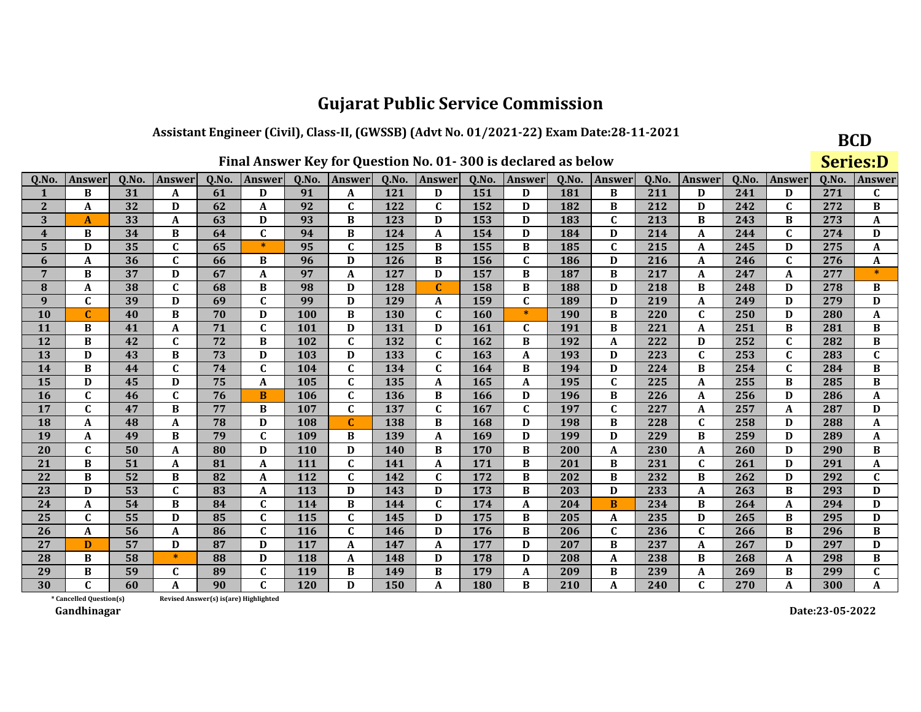# Gujarat Public Service Commission

## Assistant Engineer (Civil), Class-II, (GWSSB) (Advt No. 01/2021-22) Exam Date:28-11-2021

**BCD**

**Series:D**

### Final Answer Key for Question No. 01- 300 is declared as below

| Q.No. | Answer | Q.No. | Answer | Q.No. | Answer | Q.No. | Answer | Q.No. | Answer | Q.No. | Answer | Q.No. | Answer | Q.No. | Answer | Q.No. | Answer | Q.No. | Answer |
|---|---|---|---|---|---|---|---|---|---|---|---|---|---|---|---|---|---|---|---|
| 1 | B | 31 | A | 61 | D | 91 | A | 121 | D | 151 | D | 181 | B | 211 | D | 241 | D | 271 | C |
| 2 | A | 32 | D | 62 | A | 92 | C | 122 | C | 152 | D | 182 | B | 212 | D | 242 | C | 272 | B |
| 3 | A | 33 | A | 63 | D | 93 | B | 123 | D | 153 | D | 183 | C | 213 | B | 243 | B | 273 | A |
| 4 | B | 34 | B | 64 | C | 94 | B | 124 | A | 154 | D | 184 | D | 214 | A | 244 | C | 274 | D |
| 5 | D | 35 | C | 65 | * | 95 | C | 125 | B | 155 | B | 185 | C | 215 | A | 245 | D | 275 | A |
| 6 | A | 36 | C | 66 | B | 96 | D | 126 | B | 156 | C | 186 | D | 216 | A | 246 | C | 276 | A |
| 7 | B | 37 | D | 67 | A | 97 | A | 127 | D | 157 | B | 187 | B | 217 | A | 247 | A | 277 | * |
| 8 | A | 38 | C | 68 | B | 98 | D | 128 | C | 158 | B | 188 | D | 218 | B | 248 | D | 278 | B |
| 9 | C | 39 | D | 69 | C | 99 | D | 129 | A | 159 | C | 189 | D | 219 | A | 249 | D | 279 | D |
| 10 | C | 40 | B | 70 | D | 100 | B | 130 | C | 160 | * | 190 | B | 220 | C | 250 | D | 280 | A |
| 11 | B | 41 | A | 71 | C | 101 | D | 131 | D | 161 | C | 191 | B | 221 | A | 251 | B | 281 | B |
| 12 | B | 42 | C | 72 | B | 102 | C | 132 | C | 162 | B | 192 | A | 222 | D | 252 | C | 282 | B |
| 13 | D | 43 | B | 73 | D | 103 | D | 133 | C | 163 | A | 193 | D | 223 | C | 253 | C | 283 | C |
| 14 | B | 44 | C | 74 | C | 104 | C | 134 | C | 164 | B | 194 | D | 224 | B | 254 | C | 284 | B |
| 15 | D | 45 | D | 75 | A | 105 | C | 135 | A | 165 | A | 195 | C | 225 | A | 255 | B | 285 | B |
| 16 | C | 46 | C | 76 | B | 106 | C | 136 | B | 166 | D | 196 | B | 226 | A | 256 | D | 286 | A |
| 17 | C | 47 | B | 77 | B | 107 | C | 137 | C | 167 | C | 197 | C | 227 | A | 257 | A | 287 | D |
| 18 | A | 48 | A | 78 | D | 108 | C | 138 | B | 168 | D | 198 | B | 228 | C | 258 | D | 288 | A |
| 19 | A | 49 | B | 79 | C | 109 | B | 139 | A | 169 | D | 199 | D | 229 | B | 259 | D | 289 | A |
| 20 | C | 50 | A | 80 | D | 110 | D | 140 | B | 170 | B | 200 | A | 230 | A | 260 | D | 290 | B |
| 21 | B | 51 | A | 81 | A | 111 | C | 141 | A | 171 | B | 201 | B | 231 | C | 261 | D | 291 | A |
| 22 | B | 52 | B | 82 | A | 112 | C | 142 | C | 172 | B | 202 | B | 232 | B | 262 | D | 292 | C |
| 23 | D | 53 | C | 83 | A | 113 | D | 143 | D | 173 | B | 203 | D | 233 | A | 263 | B | 293 | D |
| 24 | A | 54 | B | 84 | C | 114 | B | 144 | C | 174 | A | 204 | B | 234 | B | 264 | A | 294 | D |
| 25 | C | 55 | D | 85 | C | 115 | C | 145 | D | 175 | B | 205 | A | 235 | D | 265 | B | 295 | D |
| 26 | A | 56 | A | 86 | C | 116 | C | 146 | D | 176 | B | 206 | C | 236 | C | 266 | B | 296 | B |
| 27 | D | 57 | D | 87 | D | 117 | A | 147 | A | 177 | D | 207 | B | 237 | A | 267 | D | 297 | D |
| 28 | B | 58 | * | 88 | D | 118 | A | 148 | D | 178 | D | 208 | A | 238 | B | 268 | A | 298 | B |
| 29 | B | 59 | C | 89 | C | 119 | B | 149 | B | 179 | A | 209 | B | 239 | A | 269 | B | 299 | C |
| 30 | C | 60 | A | 90 | C | 120 | D | 150 | A | 180 | B | 210 | A | 240 | C | 270 | A | 300 | A |

\* Cancelled Question(s)    Revised Answer(s) is(are) Highlighted

Gandhinagar

Date:23-05-2022